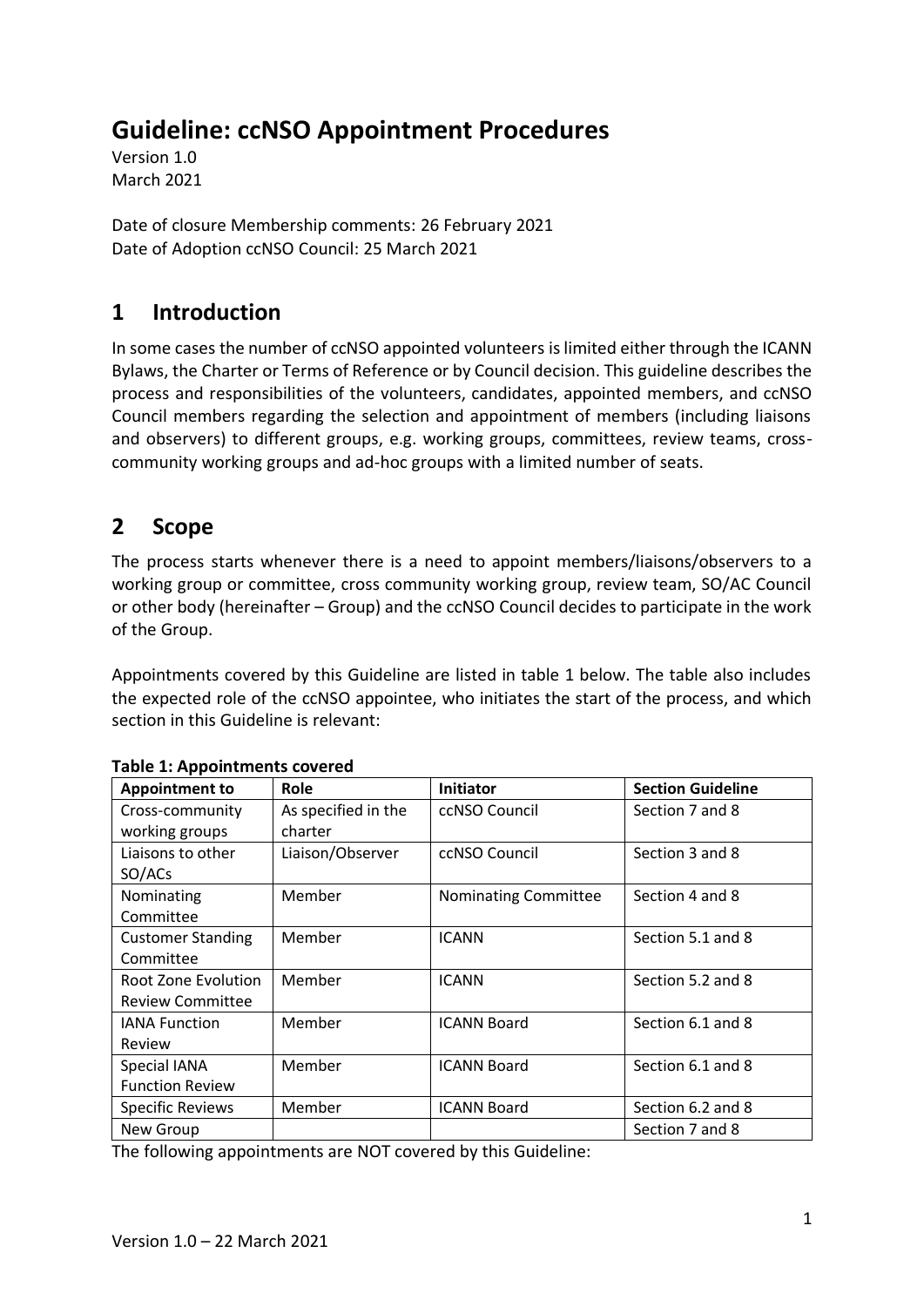# Guideline: ccNSO Appointment Procedures

Version 1.0
March 2021

Date of closure Membership comments: 26 February 2021
Date of Adoption ccNSO Council: 25 March 2021

## 1 Introduction

In some cases the number of ccNSO appointed volunteers is limited either through the ICANN Bylaws, the Charter or Terms of Reference or by Council decision. This guideline describes the process and responsibilities of the volunteers, candidates, appointed members, and ccNSO Council members regarding the selection and appointment of members (including liaisons and observers) to different groups, e.g. working groups, committees, review teams, cross-community working groups and ad-hoc groups with a limited number of seats.

## 2 Scope

The process starts whenever there is a need to appoint members/liaisons/observers to a working group or committee, cross community working group, review team, SO/AC Council or other body (hereinafter – Group) and the ccNSO Council decides to participate in the work of the Group.

Appointments covered by this Guideline are listed in table 1 below. The table also includes the expected role of the ccNSO appointee, who initiates the start of the process, and which section in this Guideline is relevant:

**Table 1: Appointments covered**

| Appointment to | Role | Initiator | Section Guideline |
| --- | --- | --- | --- |
| Cross-community working groups | As specified in the charter | ccNSO Council | Section 7 and 8 |
| Liaisons to other SO/ACs | Liaison/Observer | ccNSO Council | Section 3 and 8 |
| Nominating Committee | Member | Nominating Committee | Section 4 and 8 |
| Customer Standing Committee | Member | ICANN | Section 5.1 and 8 |
| Root Zone Evolution Review Committee | Member | ICANN | Section 5.2 and 8 |
| IANA Function Review | Member | ICANN Board | Section 6.1 and 8 |
| Special IANA Function Review | Member | ICANN Board | Section 6.1 and 8 |
| Specific Reviews | Member | ICANN Board | Section 6.2 and 8 |
| New Group | | | Section 7 and 8 |

The following appointments are NOT covered by this Guideline: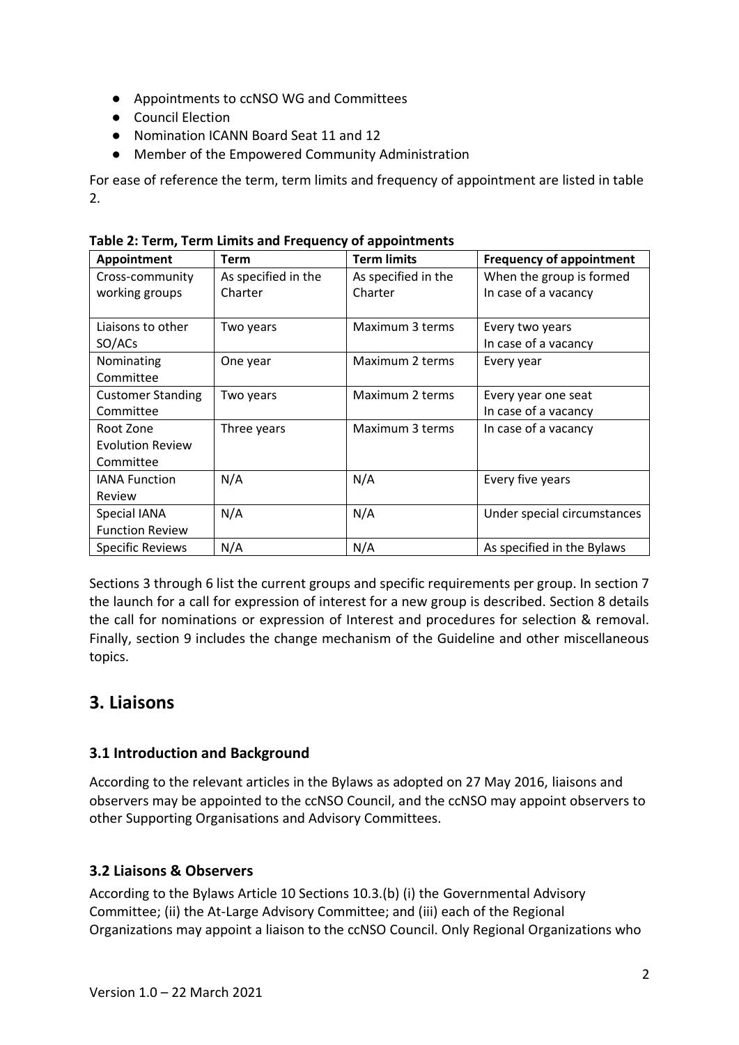- Appointments to ccNSO WG and Committees
- Council Election
- Nomination ICANN Board Seat 11 and 12
- Member of the Empowered Community Administration

For ease of reference the term, term limits and frequency of appointment are listed in table 2.

**Table 2: Term, Term Limits and Frequency of appointments**

| Appointment | Term | Term limits | Frequency of appointment |
|---|---|---|---|
| Cross-community working groups | As specified in the Charter | As specified in the Charter | When the group is formed<br>In case of a vacancy |
| Liaisons to other SO/ACs | Two years | Maximum 3 terms | Every two years<br>In case of a vacancy |
| Nominating Committee | One year | Maximum 2 terms | Every year |
| Customer Standing Committee | Two years | Maximum 2 terms | Every year one seat<br>In case of a vacancy |
| Root Zone Evolution Review Committee | Three years | Maximum 3 terms | In case of a vacancy |
| IANA Function Review | N/A | N/A | Every five years |
| Special IANA Function Review | N/A | N/A | Under special circumstances |
| Specific Reviews | N/A | N/A | As specified in the Bylaws |

Sections 3 through 6 list the current groups and specific requirements per group. In section 7 the launch for a call for expression of interest for a new group is described. Section 8 details the call for nominations or expression of Interest and procedures for selection & removal. Finally, section 9 includes the change mechanism of the Guideline and other miscellaneous topics.

## 3. Liaisons

### 3.1 Introduction and Background

According to the relevant articles in the Bylaws as adopted on 27 May 2016, liaisons and observers may be appointed to the ccNSO Council, and the ccNSO may appoint observers to other Supporting Organisations and Advisory Committees.

### 3.2 Liaisons & Observers

According to the Bylaws Article 10 Sections 10.3.(b) (i) the Governmental Advisory Committee; (ii) the At-Large Advisory Committee; and (iii) each of the Regional Organizations may appoint a liaison to the ccNSO Council. Only Regional Organizations who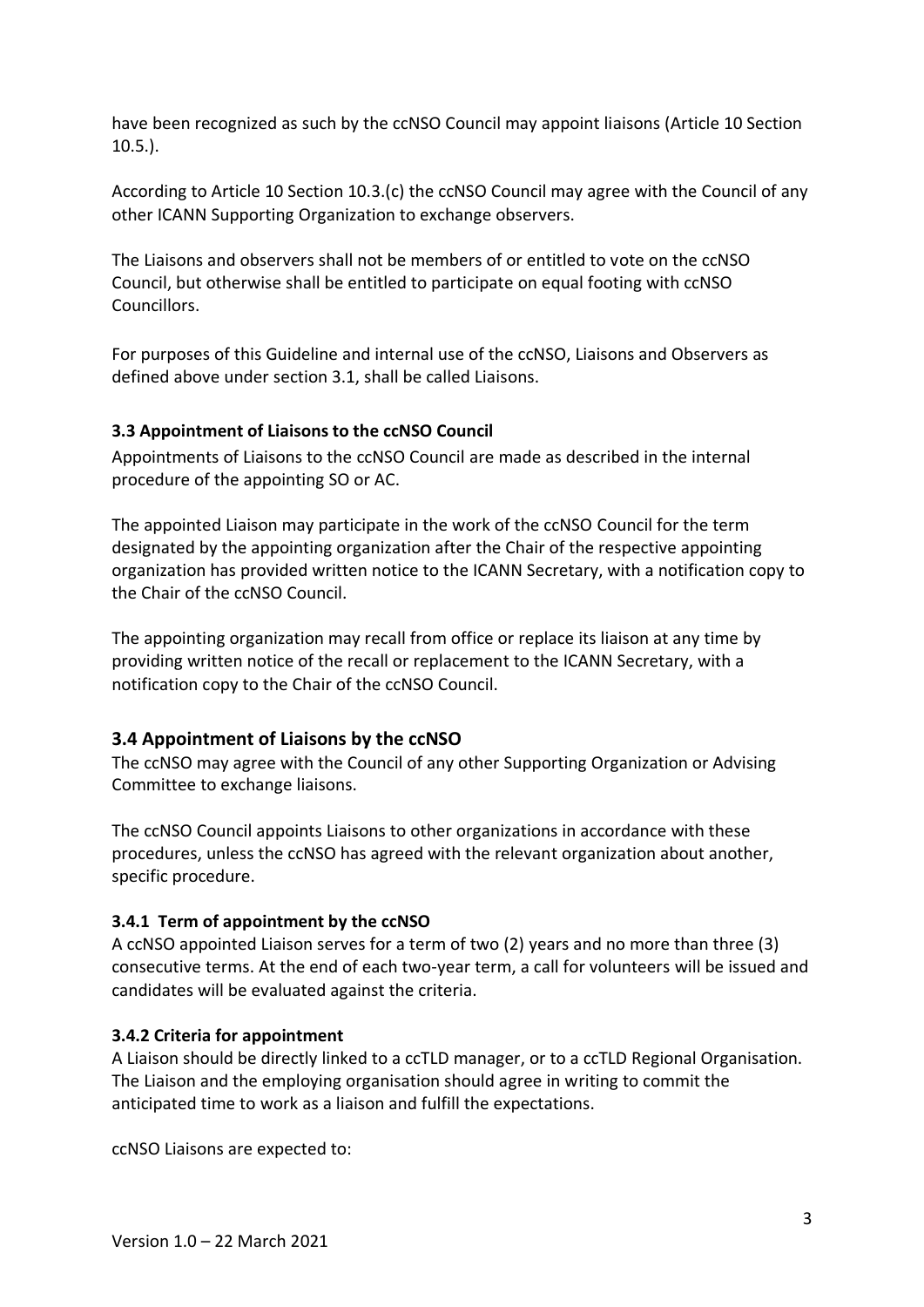have been recognized as such by the ccNSO Council may appoint liaisons (Article 10 Section 10.5.).

According to Article 10 Section 10.3.(c) the ccNSO Council may agree with the Council of any other ICANN Supporting Organization to exchange observers.

The Liaisons and observers shall not be members of or entitled to vote on the ccNSO Council, but otherwise shall be entitled to participate on equal footing with ccNSO Councillors.

For purposes of this Guideline and internal use of the ccNSO, Liaisons and Observers as defined above under section 3.1, shall be called Liaisons.

#### 3.3 Appointment of Liaisons to the ccNSO Council

Appointments of Liaisons to the ccNSO Council are made as described in the internal procedure of the appointing SO or AC.

The appointed Liaison may participate in the work of the ccNSO Council for the term designated by the appointing organization after the Chair of the respective appointing organization has provided written notice to the ICANN Secretary, with a notification copy to the Chair of the ccNSO Council.

The appointing organization may recall from office or replace its liaison at any time by providing written notice of the recall or replacement to the ICANN Secretary, with a notification copy to the Chair of the ccNSO Council.

### 3.4 Appointment of Liaisons by the ccNSO

The ccNSO may agree with the Council of any other Supporting Organization or Advising Committee to exchange liaisons.

The ccNSO Council appoints Liaisons to other organizations in accordance with these procedures, unless the ccNSO has agreed with the relevant organization about another, specific procedure.

#### 3.4.1 Term of appointment by the ccNSO

A ccNSO appointed Liaison serves for a term of two (2) years and no more than three (3) consecutive terms. At the end of each two-year term, a call for volunteers will be issued and candidates will be evaluated against the criteria.

#### 3.4.2 Criteria for appointment

A Liaison should be directly linked to a ccTLD manager, or to a ccTLD Regional Organisation. The Liaison and the employing organisation should agree in writing to commit the anticipated time to work as a liaison and fulfill the expectations.

ccNSO Liaisons are expected to:

Version 1.0 – 22 March 2021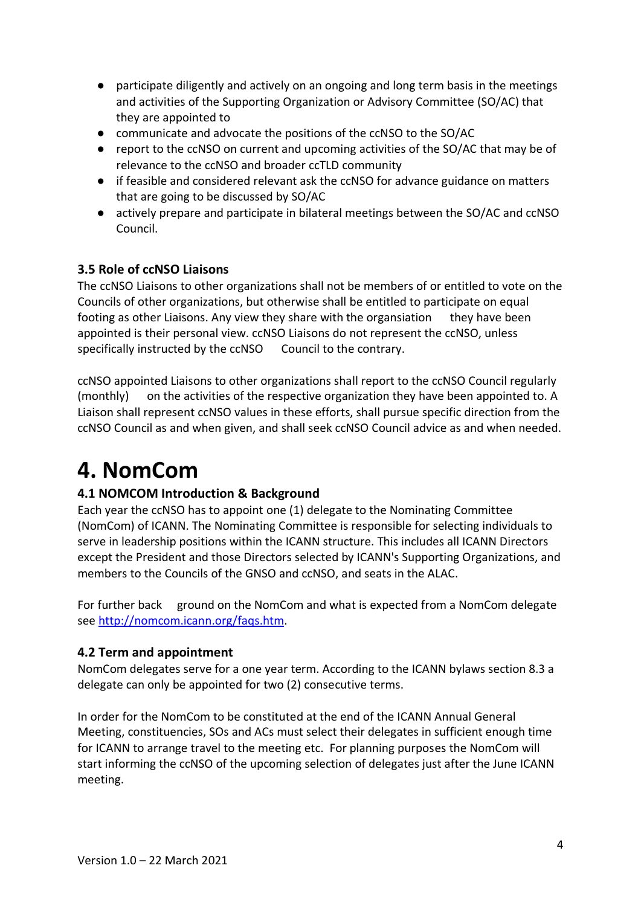- participate diligently and actively on an ongoing and long term basis in the meetings and activities of the Supporting Organization or Advisory Committee (SO/AC) that they are appointed to
- communicate and advocate the positions of the ccNSO to the SO/AC
- report to the ccNSO on current and upcoming activities of the SO/AC that may be of relevance to the ccNSO and broader ccTLD community
- if feasible and considered relevant ask the ccNSO for advance guidance on matters that are going to be discussed by SO/AC
- actively prepare and participate in bilateral meetings between the SO/AC and ccNSO Council.

### 3.5 Role of ccNSO Liaisons

The ccNSO Liaisons to other organizations shall not be members of or entitled to vote on the Councils of other organizations, but otherwise shall be entitled to participate on equal footing as other Liaisons. Any view they share with the organsiation they have been appointed is their personal view. ccNSO Liaisons do not represent the ccNSO, unless specifically instructed by the ccNSO Council to the contrary.

ccNSO appointed Liaisons to other organizations shall report to the ccNSO Council regularly (monthly) on the activities of the respective organization they have been appointed to. A Liaison shall represent ccNSO values in these efforts, shall pursue specific direction from the ccNSO Council as and when given, and shall seek ccNSO Council advice as and when needed.

# 4. NomCom

### 4.1 NOMCOM Introduction & Background

Each year the ccNSO has to appoint one (1) delegate to the Nominating Committee (NomCom) of ICANN. The Nominating Committee is responsible for selecting individuals to serve in leadership positions within the ICANN structure. This includes all ICANN Directors except the President and those Directors selected by ICANN's Supporting Organizations, and members to the Councils of the GNSO and ccNSO, and seats in the ALAC.

For further back ground on the NomCom and what is expected from a NomCom delegate see http://nomcom.icann.org/faqs.htm.

### 4.2 Term and appointment

NomCom delegates serve for a one year term. According to the ICANN bylaws section 8.3 a delegate can only be appointed for two (2) consecutive terms.

In order for the NomCom to be constituted at the end of the ICANN Annual General Meeting, constituencies, SOs and ACs must select their delegates in sufficient enough time for ICANN to arrange travel to the meeting etc. For planning purposes the NomCom will start informing the ccNSO of the upcoming selection of delegates just after the June ICANN meeting.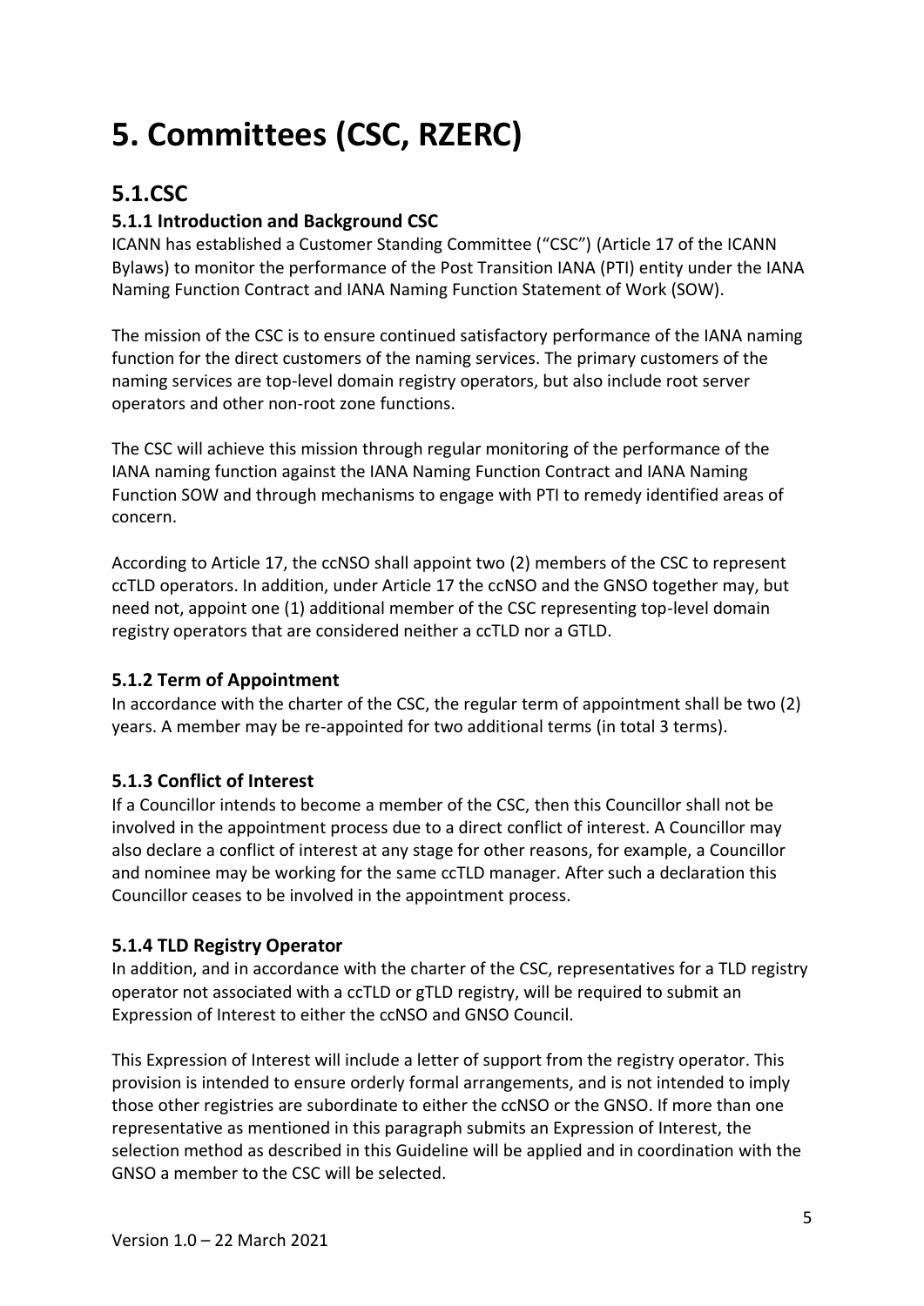# 5. Committees (CSC, RZERC)

## 5.1.CSC

### 5.1.1 Introduction and Background CSC

ICANN has established a Customer Standing Committee ("CSC") (Article 17 of the ICANN Bylaws) to monitor the performance of the Post Transition IANA (PTI) entity under the IANA Naming Function Contract and IANA Naming Function Statement of Work (SOW).

The mission of the CSC is to ensure continued satisfactory performance of the IANA naming function for the direct customers of the naming services. The primary customers of the naming services are top-level domain registry operators, but also include root server operators and other non-root zone functions.

The CSC will achieve this mission through regular monitoring of the performance of the IANA naming function against the IANA Naming Function Contract and IANA Naming Function SOW and through mechanisms to engage with PTI to remedy identified areas of concern.

According to Article 17, the ccNSO shall appoint two (2) members of the CSC to represent ccTLD operators. In addition, under Article 17 the ccNSO and the GNSO together may, but need not, appoint one (1) additional member of the CSC representing top-level domain registry operators that are considered neither a ccTLD nor a GTLD.

### 5.1.2 Term of Appointment

In accordance with the charter of the CSC, the regular term of appointment shall be two (2) years. A member may be re-appointed for two additional terms (in total 3 terms).

### 5.1.3 Conflict of Interest

If a Councillor intends to become a member of the CSC, then this Councillor shall not be involved in the appointment process due to a direct conflict of interest. A Councillor may also declare a conflict of interest at any stage for other reasons, for example, a Councillor and nominee may be working for the same ccTLD manager. After such a declaration this Councillor ceases to be involved in the appointment process.

### 5.1.4 TLD Registry Operator

In addition, and in accordance with the charter of the CSC, representatives for a TLD registry operator not associated with a ccTLD or gTLD registry, will be required to submit an Expression of Interest to either the ccNSO and GNSO Council.

This Expression of Interest will include a letter of support from the registry operator. This provision is intended to ensure orderly formal arrangements, and is not intended to imply those other registries are subordinate to either the ccNSO or the GNSO. If more than one representative as mentioned in this paragraph submits an Expression of Interest, the selection method as described in this Guideline will be applied and in coordination with the GNSO a member to the CSC will be selected.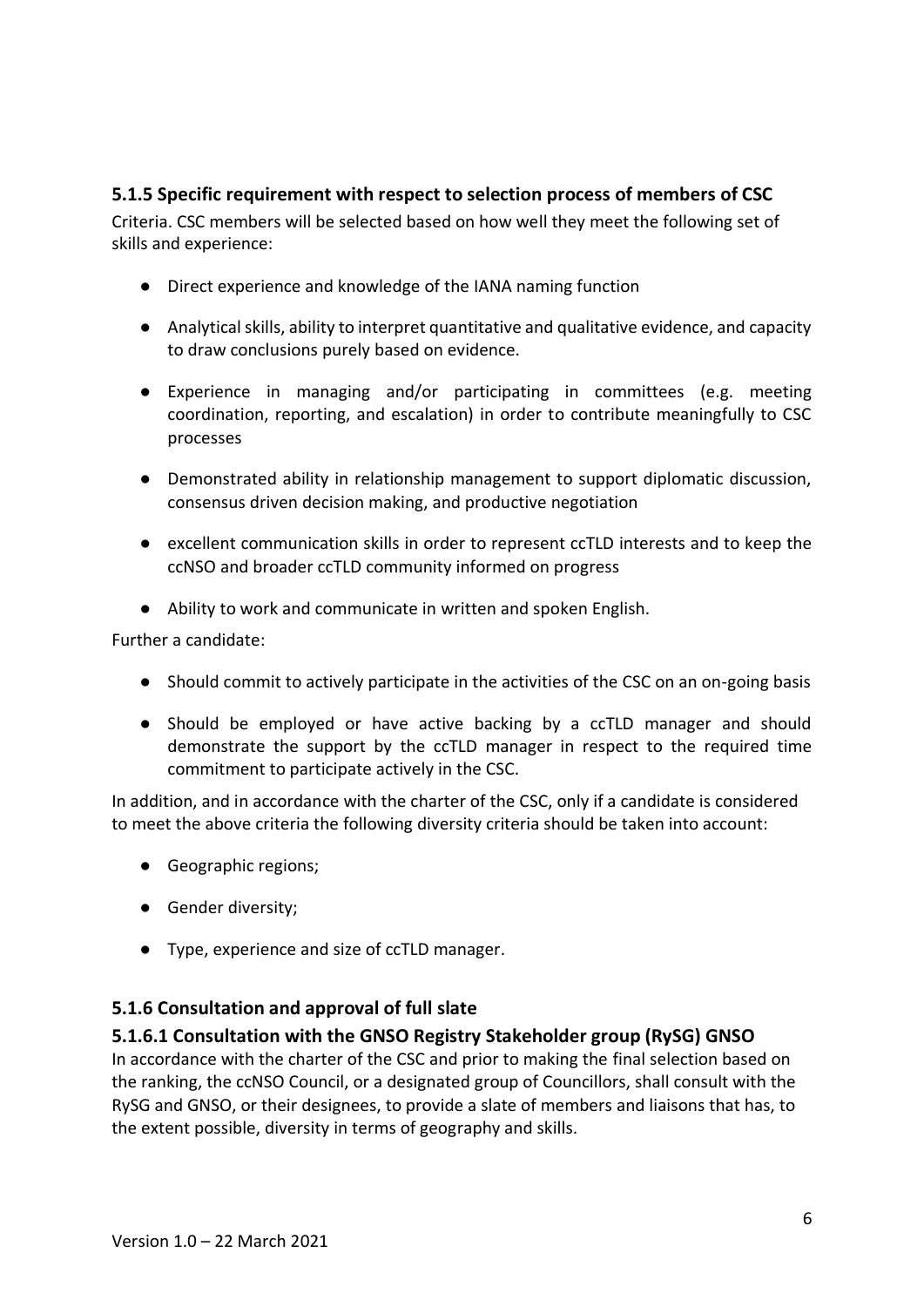### 5.1.5 Specific requirement with respect to selection process of members of CSC

Criteria. CSC members will be selected based on how well they meet the following set of skills and experience:

- Direct experience and knowledge of the IANA naming function
- Analytical skills, ability to interpret quantitative and qualitative evidence, and capacity to draw conclusions purely based on evidence.
- Experience in managing and/or participating in committees (e.g. meeting coordination, reporting, and escalation) in order to contribute meaningfully to CSC processes
- Demonstrated ability in relationship management to support diplomatic discussion, consensus driven decision making, and productive negotiation
- excellent communication skills in order to represent ccTLD interests and to keep the ccNSO and broader ccTLD community informed on progress
- Ability to work and communicate in written and spoken English.

Further a candidate:

- Should commit to actively participate in the activities of the CSC on an on-going basis
- Should be employed or have active backing by a ccTLD manager and should demonstrate the support by the ccTLD manager in respect to the required time commitment to participate actively in the CSC.

In addition, and in accordance with the charter of the CSC, only if a candidate is considered to meet the above criteria the following diversity criteria should be taken into account:

- Geographic regions;
- Gender diversity;
- Type, experience and size of ccTLD manager.

### 5.1.6 Consultation and approval of full slate

#### 5.1.6.1 Consultation with the GNSO Registry Stakeholder group (RySG) GNSO

In accordance with the charter of the CSC and prior to making the final selection based on the ranking, the ccNSO Council, or a designated group of Councillors, shall consult with the RySG and GNSO, or their designees, to provide a slate of members and liaisons that has, to the extent possible, diversity in terms of geography and skills.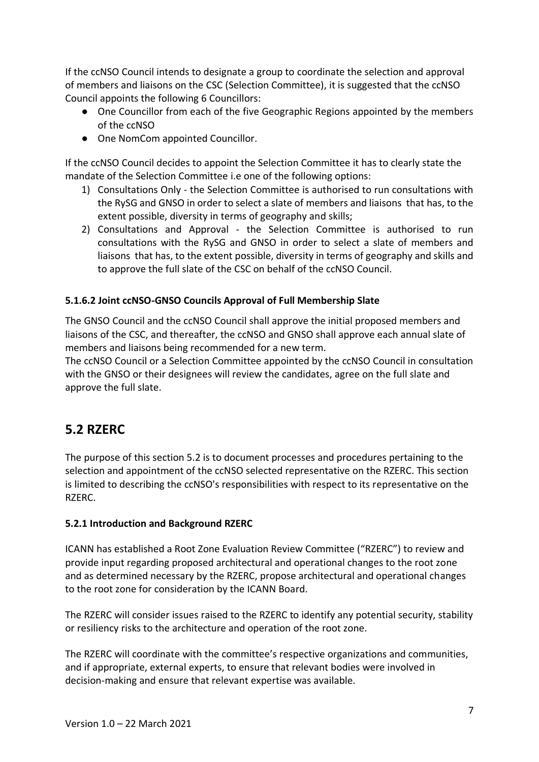If the ccNSO Council intends to designate a group to coordinate the selection and approval of members and liaisons on the CSC (Selection Committee), it is suggested that the ccNSO Council appoints the following 6 Councillors:

- One Councillor from each of the five Geographic Regions appointed by the members of the ccNSO
- One NomCom appointed Councillor.

If the ccNSO Council decides to appoint the Selection Committee it has to clearly state the mandate of the Selection Committee i.e one of the following options:

1) Consultations Only - the Selection Committee is authorised to run consultations with the RySG and GNSO in order to select a slate of members and liaisons that has, to the extent possible, diversity in terms of geography and skills;
2) Consultations and Approval - the Selection Committee is authorised to run consultations with the RySG and GNSO in order to select a slate of members and liaisons that has, to the extent possible, diversity in terms of geography and skills and to approve the full slate of the CSC on behalf of the ccNSO Council.

**5.1.6.2 Joint ccNSO-GNSO Councils Approval of Full Membership Slate**

The GNSO Council and the ccNSO Council shall approve the initial proposed members and liaisons of the CSC, and thereafter, the ccNSO and GNSO shall approve each annual slate of members and liaisons being recommended for a new term.
The ccNSO Council or a Selection Committee appointed by the ccNSO Council in consultation with the GNSO or their designees will review the candidates, agree on the full slate and approve the full slate.

## 5.2 RZERC

The purpose of this section 5.2 is to document processes and procedures pertaining to the selection and appointment of the ccNSO selected representative on the RZERC. This section is limited to describing the ccNSO's responsibilities with respect to its representative on the RZERC.

**5.2.1 Introduction and Background RZERC**

ICANN has established a Root Zone Evaluation Review Committee ("RZERC") to review and provide input regarding proposed architectural and operational changes to the root zone and as determined necessary by the RZERC, propose architectural and operational changes to the root zone for consideration by the ICANN Board.

The RZERC will consider issues raised to the RZERC to identify any potential security, stability or resiliency risks to the architecture and operation of the root zone.

The RZERC will coordinate with the committee's respective organizations and communities, and if appropriate, external experts, to ensure that relevant bodies were involved in decision-making and ensure that relevant expertise was available.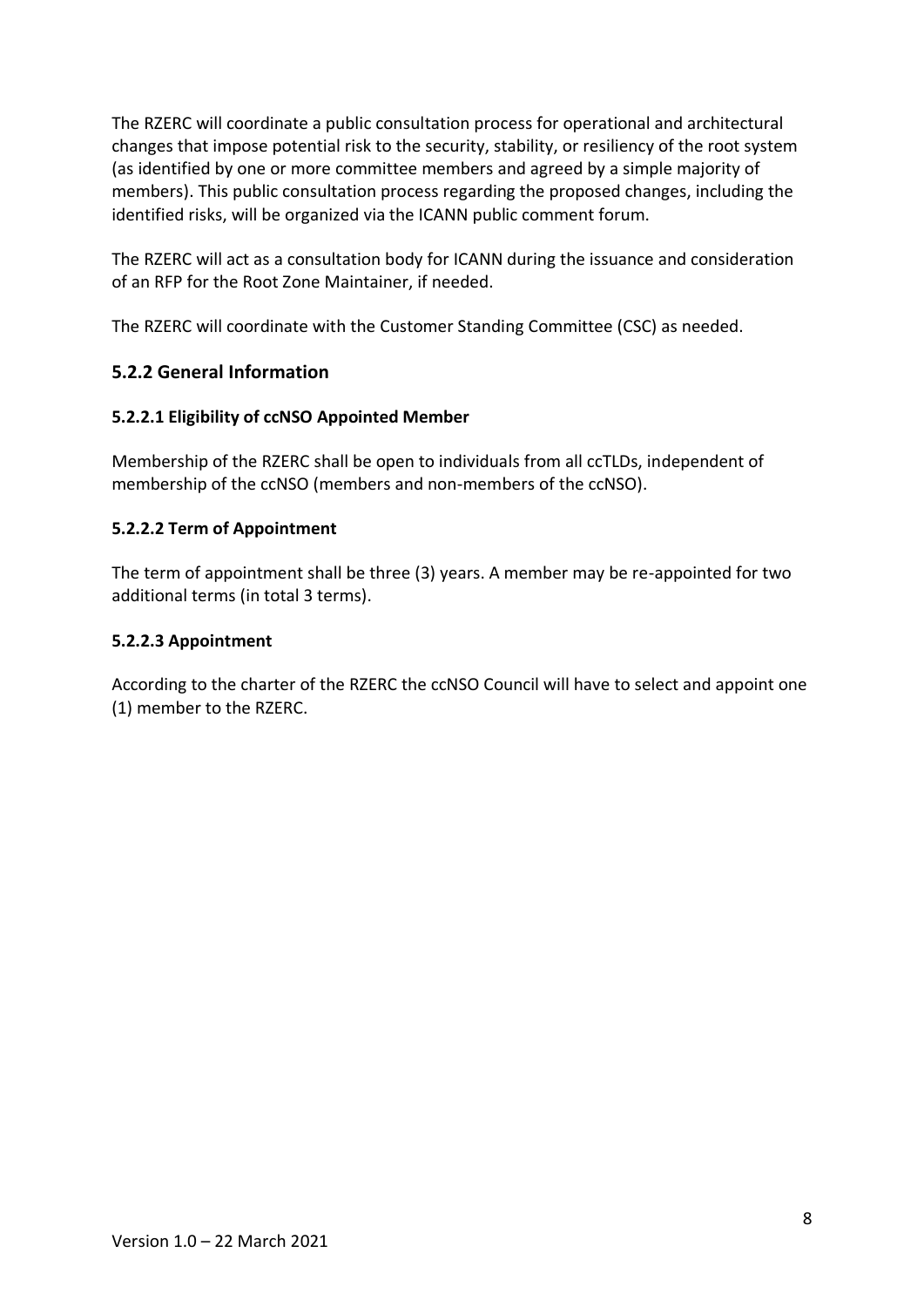The RZERC will coordinate a public consultation process for operational and architectural changes that impose potential risk to the security, stability, or resiliency of the root system (as identified by one or more committee members and agreed by a simple majority of members). This public consultation process regarding the proposed changes, including the identified risks, will be organized via the ICANN public comment forum.

The RZERC will act as a consultation body for ICANN during the issuance and consideration of an RFP for the Root Zone Maintainer, if needed.

The RZERC will coordinate with the Customer Standing Committee (CSC) as needed.

### 5.2.2 General Information

#### 5.2.2.1 Eligibility of ccNSO Appointed Member

Membership of the RZERC shall be open to individuals from all ccTLDs, independent of membership of the ccNSO (members and non-members of the ccNSO).

#### 5.2.2.2 Term of Appointment

The term of appointment shall be three (3) years. A member may be re-appointed for two additional terms (in total 3 terms).

#### 5.2.2.3 Appointment

According to the charter of the RZERC the ccNSO Council will have to select and appoint one (1) member to the RZERC.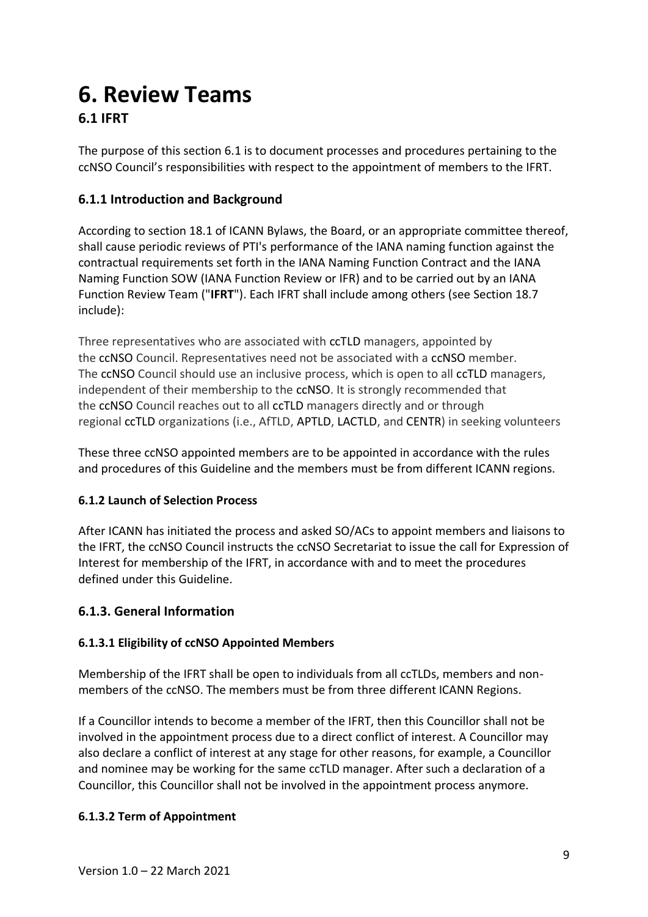# 6. Review Teams

## 6.1 IFRT

The purpose of this section 6.1 is to document processes and procedures pertaining to the ccNSO Council's responsibilities with respect to the appointment of members to the IFRT.

### 6.1.1 Introduction and Background

According to section 18.1 of ICANN Bylaws, the Board, or an appropriate committee thereof, shall cause periodic reviews of PTI's performance of the IANA naming function against the contractual requirements set forth in the IANA Naming Function Contract and the IANA Naming Function SOW (IANA Function Review or IFR) and to be carried out by an IANA Function Review Team ("**IFRT**"). Each IFRT shall include among others (see Section 18.7 include):

Three representatives who are associated with ccTLD managers, appointed by the ccNSO Council. Representatives need not be associated with a ccNSO member. The ccNSO Council should use an inclusive process, which is open to all ccTLD managers, independent of their membership to the ccNSO. It is strongly recommended that the ccNSO Council reaches out to all ccTLD managers directly and or through regional ccTLD organizations (i.e., AfTLD, APTLD, LACTLD, and CENTR) in seeking volunteers

These three ccNSO appointed members are to be appointed in accordance with the rules and procedures of this Guideline and the members must be from different ICANN regions.

#### 6.1.2 Launch of Selection Process

After ICANN has initiated the process and asked SO/ACs to appoint members and liaisons to the IFRT, the ccNSO Council instructs the ccNSO Secretariat to issue the call for Expression of Interest for membership of the IFRT, in accordance with and to meet the procedures defined under this Guideline.

### 6.1.3. General Information

#### 6.1.3.1 Eligibility of ccNSO Appointed Members

Membership of the IFRT shall be open to individuals from all ccTLDs, members and non-members of the ccNSO. The members must be from three different ICANN Regions.

If a Councillor intends to become a member of the IFRT, then this Councillor shall not be involved in the appointment process due to a direct conflict of interest. A Councillor may also declare a conflict of interest at any stage for other reasons, for example, a Councillor and nominee may be working for the same ccTLD manager. After such a declaration of a Councillor, this Councillor shall not be involved in the appointment process anymore.

#### 6.1.3.2 Term of Appointment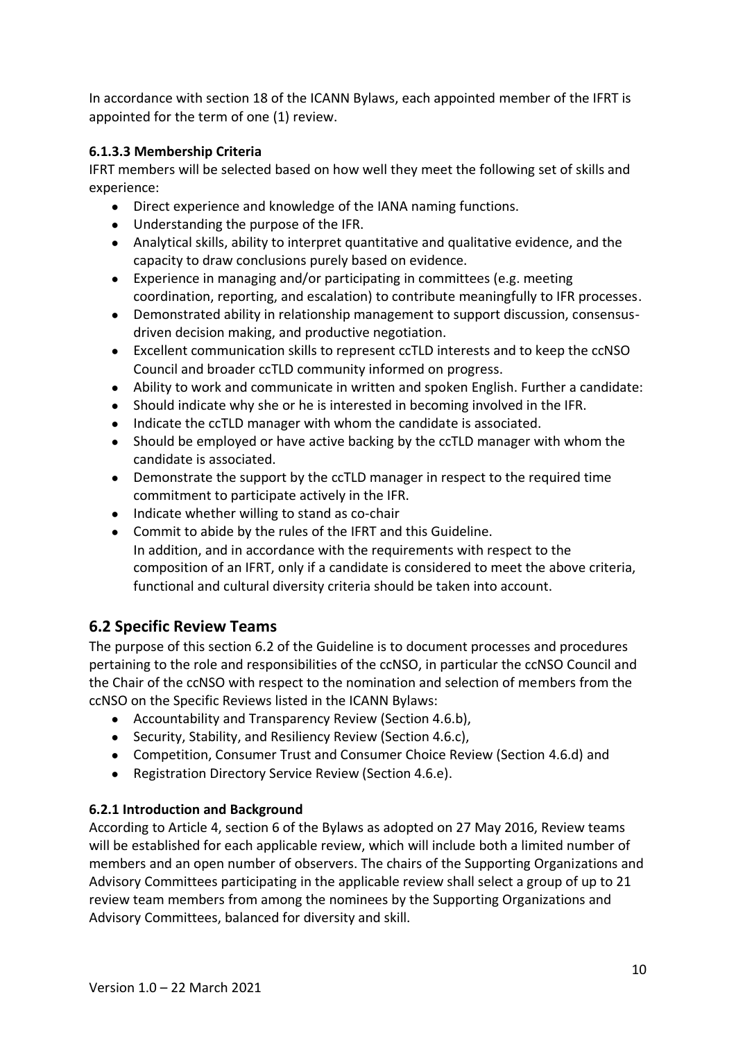In accordance with section 18 of the ICANN Bylaws, each appointed member of the IFRT is appointed for the term of one (1) review.

#### 6.1.3.3 Membership Criteria

IFRT members will be selected based on how well they meet the following set of skills and experience:

- Direct experience and knowledge of the IANA naming functions.
- Understanding the purpose of the IFR.
- Analytical skills, ability to interpret quantitative and qualitative evidence, and the capacity to draw conclusions purely based on evidence.
- Experience in managing and/or participating in committees (e.g. meeting coordination, reporting, and escalation) to contribute meaningfully to IFR processes.
- Demonstrated ability in relationship management to support discussion, consensus-driven decision making, and productive negotiation.
- Excellent communication skills to represent ccTLD interests and to keep the ccNSO Council and broader ccTLD community informed on progress.
- Ability to work and communicate in written and spoken English. Further a candidate:
- Should indicate why she or he is interested in becoming involved in the IFR.
- Indicate the ccTLD manager with whom the candidate is associated.
- Should be employed or have active backing by the ccTLD manager with whom the candidate is associated.
- Demonstrate the support by the ccTLD manager in respect to the required time commitment to participate actively in the IFR.
- Indicate whether willing to stand as co-chair
- Commit to abide by the rules of the IFRT and this Guideline.
  In addition, and in accordance with the requirements with respect to the composition of an IFRT, only if a candidate is considered to meet the above criteria, functional and cultural diversity criteria should be taken into account.

## 6.2 Specific Review Teams

The purpose of this section 6.2 of the Guideline is to document processes and procedures pertaining to the role and responsibilities of the ccNSO, in particular the ccNSO Council and the Chair of the ccNSO with respect to the nomination and selection of members from the ccNSO on the Specific Reviews listed in the ICANN Bylaws:

- Accountability and Transparency Review (Section 4.6.b),
- Security, Stability, and Resiliency Review (Section 4.6.c),
- Competition, Consumer Trust and Consumer Choice Review (Section 4.6.d) and
- Registration Directory Service Review (Section 4.6.e).

#### 6.2.1 Introduction and Background

According to Article 4, section 6 of the Bylaws as adopted on 27 May 2016, Review teams will be established for each applicable review, which will include both a limited number of members and an open number of observers. The chairs of the Supporting Organizations and Advisory Committees participating in the applicable review shall select a group of up to 21 review team members from among the nominees by the Supporting Organizations and Advisory Committees, balanced for diversity and skill.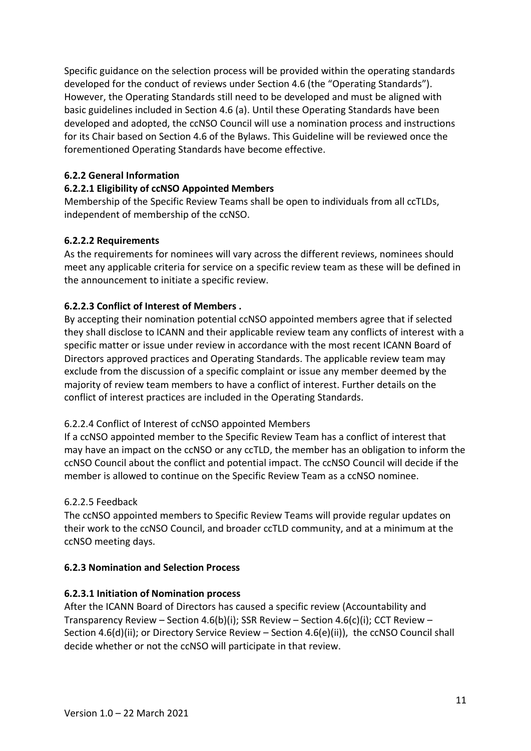Specific guidance on the selection process will be provided within the operating standards developed for the conduct of reviews under Section 4.6 (the "Operating Standards"). However, the Operating Standards still need to be developed and must be aligned with basic guidelines included in Section 4.6 (a). Until these Operating Standards have been developed and adopted, the ccNSO Council will use a nomination process and instructions for its Chair based on Section 4.6 of the Bylaws. This Guideline will be reviewed once the forementioned Operating Standards have become effective.

**6.2.2 General Information**

**6.2.2.1 Eligibility of ccNSO Appointed Members**

Membership of the Specific Review Teams shall be open to individuals from all ccTLDs, independent of membership of the ccNSO.

**6.2.2.2 Requirements**

As the requirements for nominees will vary across the different reviews, nominees should meet any applicable criteria for service on a specific review team as these will be defined in the announcement to initiate a specific review.

**6.2.2.3 Conflict of Interest of Members .**

By accepting their nomination potential ccNSO appointed members agree that if selected they shall disclose to ICANN and their applicable review team any conflicts of interest with a specific matter or issue under review in accordance with the most recent ICANN Board of Directors approved practices and Operating Standards. The applicable review team may exclude from the discussion of a specific complaint or issue any member deemed by the majority of review team members to have a conflict of interest. Further details on the conflict of interest practices are included in the Operating Standards.

6.2.2.4 Conflict of Interest of ccNSO appointed Members

If a ccNSO appointed member to the Specific Review Team has a conflict of interest that may have an impact on the ccNSO or any ccTLD, the member has an obligation to inform the ccNSO Council about the conflict and potential impact. The ccNSO Council will decide if the member is allowed to continue on the Specific Review Team as a ccNSO nominee.

6.2.2.5 Feedback

The ccNSO appointed members to Specific Review Teams will provide regular updates on their work to the ccNSO Council, and broader ccTLD community, and at a minimum at the ccNSO meeting days.

**6.2.3 Nomination and Selection Process**

**6.2.3.1 Initiation of Nomination process**

After the ICANN Board of Directors has caused a specific review (Accountability and Transparency Review – Section 4.6(b)(i); SSR Review – Section 4.6(c)(i); CCT Review – Section 4.6(d)(ii); or Directory Service Review – Section 4.6(e)(ii)), the ccNSO Council shall decide whether or not the ccNSO will participate in that review.

Version 1.0 – 22 March 2021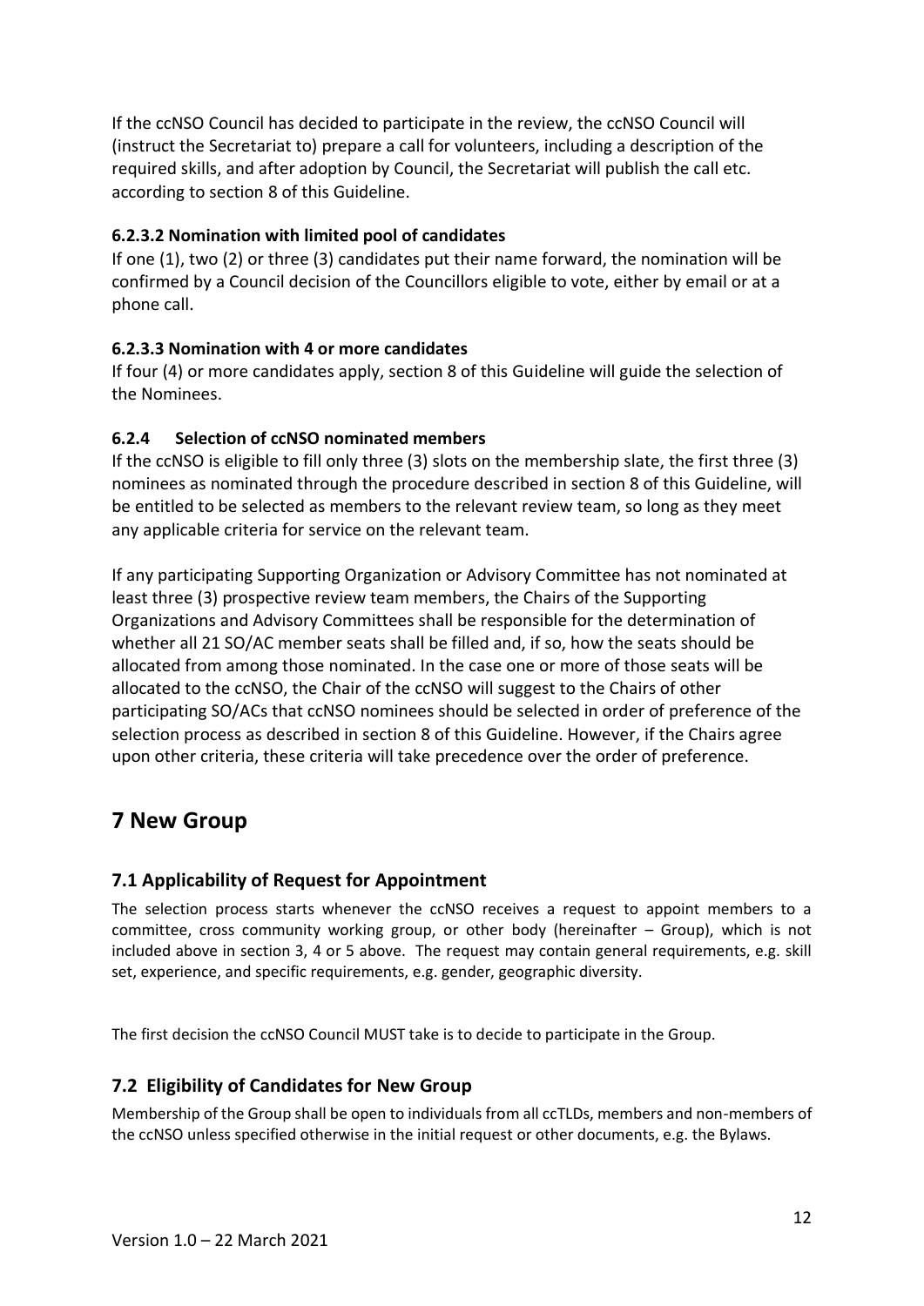If the ccNSO Council has decided to participate in the review, the ccNSO Council will (instruct the Secretariat to) prepare a call for volunteers, including a description of the required skills, and after adoption by Council, the Secretariat will publish the call etc. according to section 8 of this Guideline.

#### 6.2.3.2 Nomination with limited pool of candidates

If one (1), two (2) or three (3) candidates put their name forward, the nomination will be confirmed by a Council decision of the Councillors eligible to vote, either by email or at a phone call.

#### 6.2.3.3 Nomination with 4 or more candidates

If four (4) or more candidates apply, section 8 of this Guideline will guide the selection of the Nominees.

### 6.2.4 Selection of ccNSO nominated members

If the ccNSO is eligible to fill only three (3) slots on the membership slate, the first three (3) nominees as nominated through the procedure described in section 8 of this Guideline, will be entitled to be selected as members to the relevant review team, so long as they meet any applicable criteria for service on the relevant team.

If any participating Supporting Organization or Advisory Committee has not nominated at least three (3) prospective review team members, the Chairs of the Supporting Organizations and Advisory Committees shall be responsible for the determination of whether all 21 SO/AC member seats shall be filled and, if so, how the seats should be allocated from among those nominated. In the case one or more of those seats will be allocated to the ccNSO, the Chair of the ccNSO will suggest to the Chairs of other participating SO/ACs that ccNSO nominees should be selected in order of preference of the selection process as described in section 8 of this Guideline. However, if the Chairs agree upon other criteria, these criteria will take precedence over the order of preference.

# 7 New Group

## 7.1 Applicability of Request for Appointment

The selection process starts whenever the ccNSO receives a request to appoint members to a committee, cross community working group, or other body (hereinafter – Group), which is not included above in section 3, 4 or 5 above. The request may contain general requirements, e.g. skill set, experience, and specific requirements, e.g. gender, geographic diversity.

The first decision the ccNSO Council MUST take is to decide to participate in the Group.

## 7.2 Eligibility of Candidates for New Group

Membership of the Group shall be open to individuals from all ccTLDs, members and non-members of the ccNSO unless specified otherwise in the initial request or other documents, e.g. the Bylaws.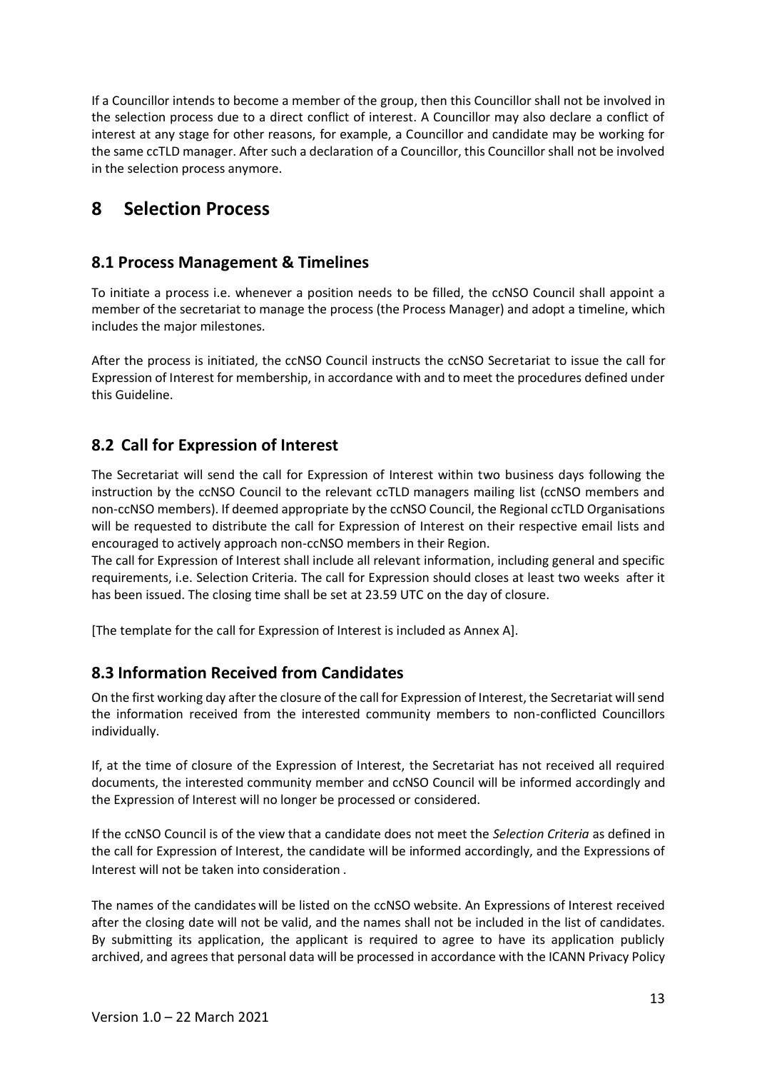If a Councillor intends to become a member of the group, then this Councillor shall not be involved in the selection process due to a direct conflict of interest. A Councillor may also declare a conflict of interest at any stage for other reasons, for example, a Councillor and candidate may be working for the same ccTLD manager. After such a declaration of a Councillor, this Councillor shall not be involved in the selection process anymore.

# 8 Selection Process

## 8.1 Process Management & Timelines

To initiate a process i.e. whenever a position needs to be filled, the ccNSO Council shall appoint a member of the secretariat to manage the process (the Process Manager) and adopt a timeline, which includes the major milestones.

After the process is initiated, the ccNSO Council instructs the ccNSO Secretariat to issue the call for Expression of Interest for membership, in accordance with and to meet the procedures defined under this Guideline.

## 8.2 Call for Expression of Interest

The Secretariat will send the call for Expression of Interest within two business days following the instruction by the ccNSO Council to the relevant ccTLD managers mailing list (ccNSO members and non-ccNSO members). If deemed appropriate by the ccNSO Council, the Regional ccTLD Organisations will be requested to distribute the call for Expression of Interest on their respective email lists and encouraged to actively approach non-ccNSO members in their Region.
The call for Expression of Interest shall include all relevant information, including general and specific requirements, i.e. Selection Criteria. The call for Expression should closes at least two weeks after it has been issued. The closing time shall be set at 23.59 UTC on the day of closure.

[The template for the call for Expression of Interest is included as Annex A].

## 8.3 Information Received from Candidates

On the first working day after the closure of the call for Expression of Interest, the Secretariat will send the information received from the interested community members to non-conflicted Councillors individually.

If, at the time of closure of the Expression of Interest, the Secretariat has not received all required documents, the interested community member and ccNSO Council will be informed accordingly and the Expression of Interest will no longer be processed or considered.

If the ccNSO Council is of the view that a candidate does not meet the *Selection Criteria* as defined in the call for Expression of Interest, the candidate will be informed accordingly, and the Expressions of Interest will not be taken into consideration .

The names of the candidates will be listed on the ccNSO website. An Expressions of Interest received after the closing date will not be valid, and the names shall not be included in the list of candidates. By submitting its application, the applicant is required to agree to have its application publicly archived, and agrees that personal data will be processed in accordance with the ICANN Privacy Policy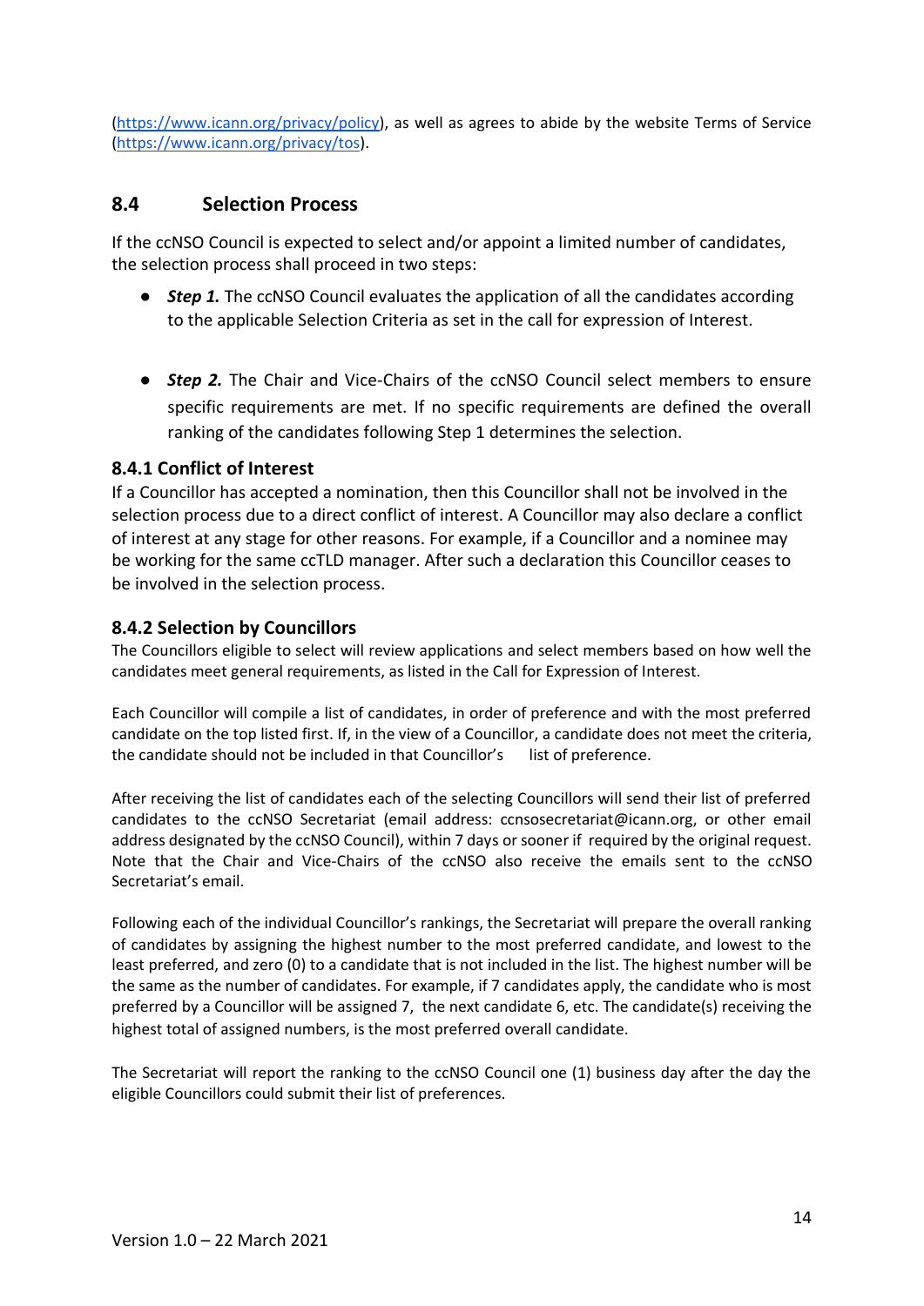(https://www.icann.org/privacy/policy), as well as agrees to abide by the website Terms of Service (https://www.icann.org/privacy/tos).

## 8.4 Selection Process

If the ccNSO Council is expected to select and/or appoint a limited number of candidates, the selection process shall proceed in two steps:

- ***Step 1.*** The ccNSO Council evaluates the application of all the candidates according to the applicable Selection Criteria as set in the call for expression of Interest.

- ***Step 2.*** The Chair and Vice-Chairs of the ccNSO Council select members to ensure specific requirements are met. If no specific requirements are defined the overall ranking of the candidates following Step 1 determines the selection.

### 8.4.1 Conflict of Interest

If a Councillor has accepted a nomination, then this Councillor shall not be involved in the selection process due to a direct conflict of interest. A Councillor may also declare a conflict of interest at any stage for other reasons. For example, if a Councillor and a nominee may be working for the same ccTLD manager. After such a declaration this Councillor ceases to be involved in the selection process.

### 8.4.2 Selection by Councillors

The Councillors eligible to select will review applications and select members based on how well the candidates meet general requirements, as listed in the Call for Expression of Interest.

Each Councillor will compile a list of candidates, in order of preference and with the most preferred candidate on the top listed first. If, in the view of a Councillor, a candidate does not meet the criteria, the candidate should not be included in that Councillor's list of preference.

After receiving the list of candidates each of the selecting Councillors will send their list of preferred candidates to the ccNSO Secretariat (email address: ccnsosecretariat@icann.org, or other email address designated by the ccNSO Council), within 7 days or sooner if required by the original request. Note that the Chair and Vice-Chairs of the ccNSO also receive the emails sent to the ccNSO Secretariat's email.

Following each of the individual Councillor's rankings, the Secretariat will prepare the overall ranking of candidates by assigning the highest number to the most preferred candidate, and lowest to the least preferred, and zero (0) to a candidate that is not included in the list. The highest number will be the same as the number of candidates. For example, if 7 candidates apply, the candidate who is most preferred by a Councillor will be assigned 7, the next candidate 6, etc. The candidate(s) receiving the highest total of assigned numbers, is the most preferred overall candidate.

The Secretariat will report the ranking to the ccNSO Council one (1) business day after the day the eligible Councillors could submit their list of preferences.

Version 1.0 – 22 March 2021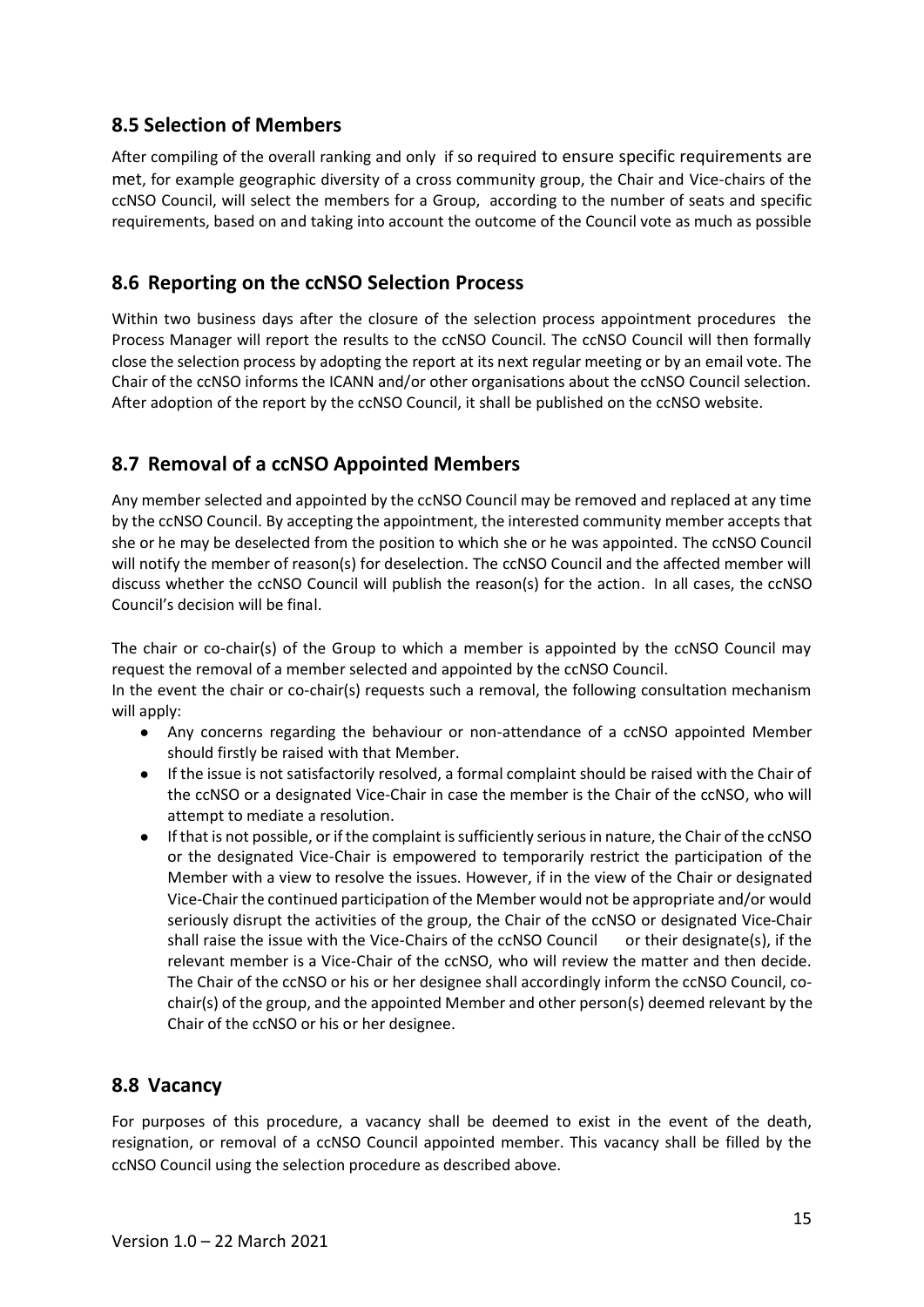## 8.5 Selection of Members

After compiling of the overall ranking and only if so required to ensure specific requirements are met, for example geographic diversity of a cross community group, the Chair and Vice-chairs of the ccNSO Council, will select the members for a Group, according to the number of seats and specific requirements, based on and taking into account the outcome of the Council vote as much as possible

## 8.6 Reporting on the ccNSO Selection Process

Within two business days after the closure of the selection process appointment procedures the Process Manager will report the results to the ccNSO Council. The ccNSO Council will then formally close the selection process by adopting the report at its next regular meeting or by an email vote. The Chair of the ccNSO informs the ICANN and/or other organisations about the ccNSO Council selection. After adoption of the report by the ccNSO Council, it shall be published on the ccNSO website.

## 8.7 Removal of a ccNSO Appointed Members

Any member selected and appointed by the ccNSO Council may be removed and replaced at any time by the ccNSO Council. By accepting the appointment, the interested community member accepts that she or he may be deselected from the position to which she or he was appointed. The ccNSO Council will notify the member of reason(s) for deselection. The ccNSO Council and the affected member will discuss whether the ccNSO Council will publish the reason(s) for the action. In all cases, the ccNSO Council's decision will be final.

The chair or co-chair(s) of the Group to which a member is appointed by the ccNSO Council may request the removal of a member selected and appointed by the ccNSO Council.
In the event the chair or co-chair(s) requests such a removal, the following consultation mechanism will apply:

- Any concerns regarding the behaviour or non-attendance of a ccNSO appointed Member should firstly be raised with that Member.
- If the issue is not satisfactorily resolved, a formal complaint should be raised with the Chair of the ccNSO or a designated Vice-Chair in case the member is the Chair of the ccNSO, who will attempt to mediate a resolution.
- If that is not possible, or if the complaint is sufficiently serious in nature, the Chair of the ccNSO or the designated Vice-Chair is empowered to temporarily restrict the participation of the Member with a view to resolve the issues. However, if in the view of the Chair or designated Vice-Chair the continued participation of the Member would not be appropriate and/or would seriously disrupt the activities of the group, the Chair of the ccNSO or designated Vice-Chair shall raise the issue with the Vice-Chairs of the ccNSO Council or their designate(s), if the relevant member is a Vice-Chair of the ccNSO, who will review the matter and then decide. The Chair of the ccNSO or his or her designee shall accordingly inform the ccNSO Council, co-chair(s) of the group, and the appointed Member and other person(s) deemed relevant by the Chair of the ccNSO or his or her designee.

## 8.8 Vacancy

For purposes of this procedure, a vacancy shall be deemed to exist in the event of the death, resignation, or removal of a ccNSO Council appointed member. This vacancy shall be filled by the ccNSO Council using the selection procedure as described above.

Version 1.0 – 22 March 2021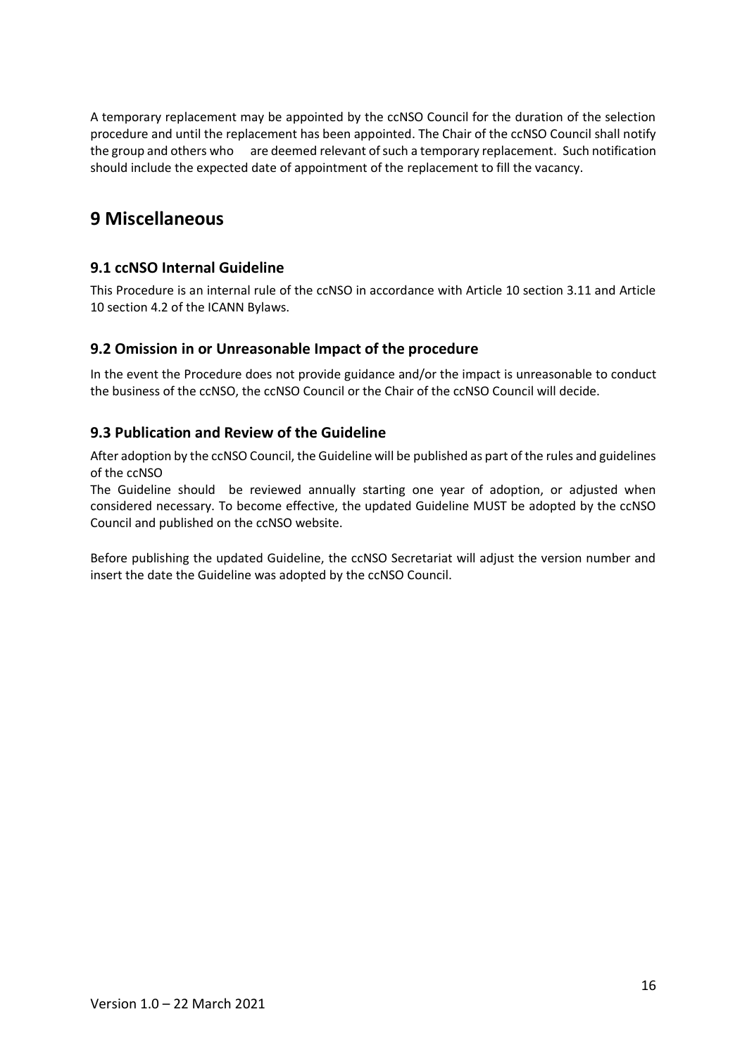A temporary replacement may be appointed by the ccNSO Council for the duration of the selection procedure and until the replacement has been appointed. The Chair of the ccNSO Council shall notify the group and others who are deemed relevant of such a temporary replacement. Such notification should include the expected date of appointment of the replacement to fill the vacancy.

# 9 Miscellaneous

## 9.1 ccNSO Internal Guideline

This Procedure is an internal rule of the ccNSO in accordance with Article 10 section 3.11 and Article 10 section 4.2 of the ICANN Bylaws.

## 9.2 Omission in or Unreasonable Impact of the procedure

In the event the Procedure does not provide guidance and/or the impact is unreasonable to conduct the business of the ccNSO, the ccNSO Council or the Chair of the ccNSO Council will decide.

## 9.3 Publication and Review of the Guideline

After adoption by the ccNSO Council, the Guideline will be published as part of the rules and guidelines of the ccNSO

The Guideline should be reviewed annually starting one year of adoption, or adjusted when considered necessary. To become effective, the updated Guideline MUST be adopted by the ccNSO Council and published on the ccNSO website.

Before publishing the updated Guideline, the ccNSO Secretariat will adjust the version number and insert the date the Guideline was adopted by the ccNSO Council.